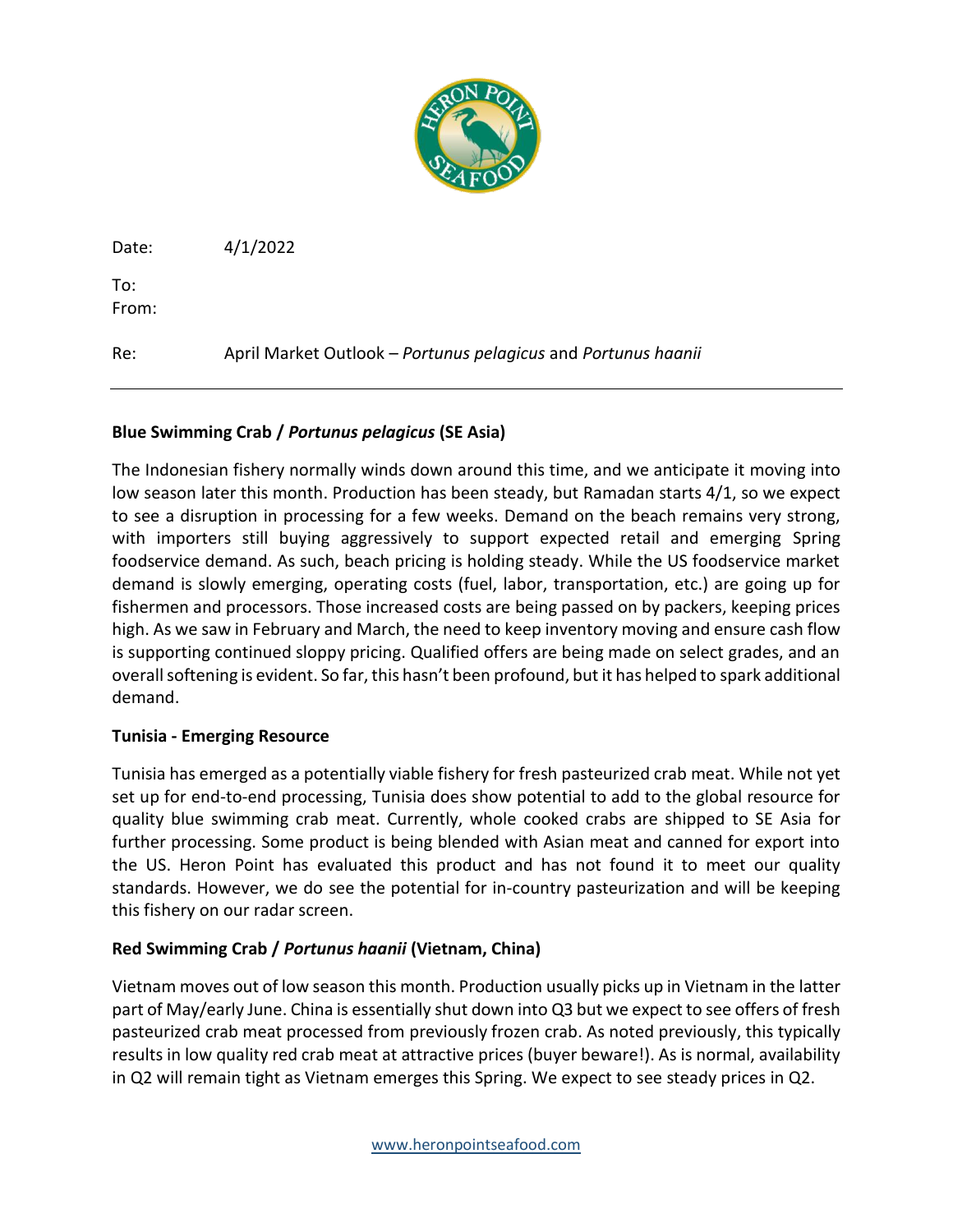Date: 4/1/2022

To:

From:

Re: April Market Outlook – *Portunus pelagicus* and *Portunus haanii*

---

**Blue Swimming Crab / *Portunus pelagicus* (SE Asia)**

The Indonesian fishery normally winds down around this time, and we anticipate it moving into low season later this month. Production has been steady, but Ramadan starts 4/1, so we expect to see a disruption in processing for a few weeks. Demand on the beach remains very strong, with importers still buying aggressively to support expected retail and emerging Spring foodservice demand. As such, beach pricing is holding steady. While the US foodservice market demand is slowly emerging, operating costs (fuel, labor, transportation, etc.) are going up for fishermen and processors. Those increased costs are being passed on by packers, keeping prices high. As we saw in February and March, the need to keep inventory moving and ensure cash flow is supporting continued sloppy pricing. Qualified offers are being made on select grades, and an overall softening is evident. So far, this hasn't been profound, but it has helped to spark additional demand.

**Tunisia - Emerging Resource**

Tunisia has emerged as a potentially viable fishery for fresh pasteurized crab meat. While not yet set up for end-to-end processing, Tunisia does show potential to add to the global resource for quality blue swimming crab meat. Currently, whole cooked crabs are shipped to SE Asia for further processing. Some product is being blended with Asian meat and canned for export into the US. Heron Point has evaluated this product and has not found it to meet our quality standards. However, we do see the potential for in-country pasteurization and will be keeping this fishery on our radar screen.

**Red Swimming Crab / *Portunus haanii* (Vietnam, China)**

Vietnam moves out of low season this month. Production usually picks up in Vietnam in the latter part of May/early June. China is essentially shut down into Q3 but we expect to see offers of fresh pasteurized crab meat processed from previously frozen crab. As noted previously, this typically results in low quality red crab meat at attractive prices (buyer beware!). As is normal, availability in Q2 will remain tight as Vietnam emerges this Spring. We expect to see steady prices in Q2.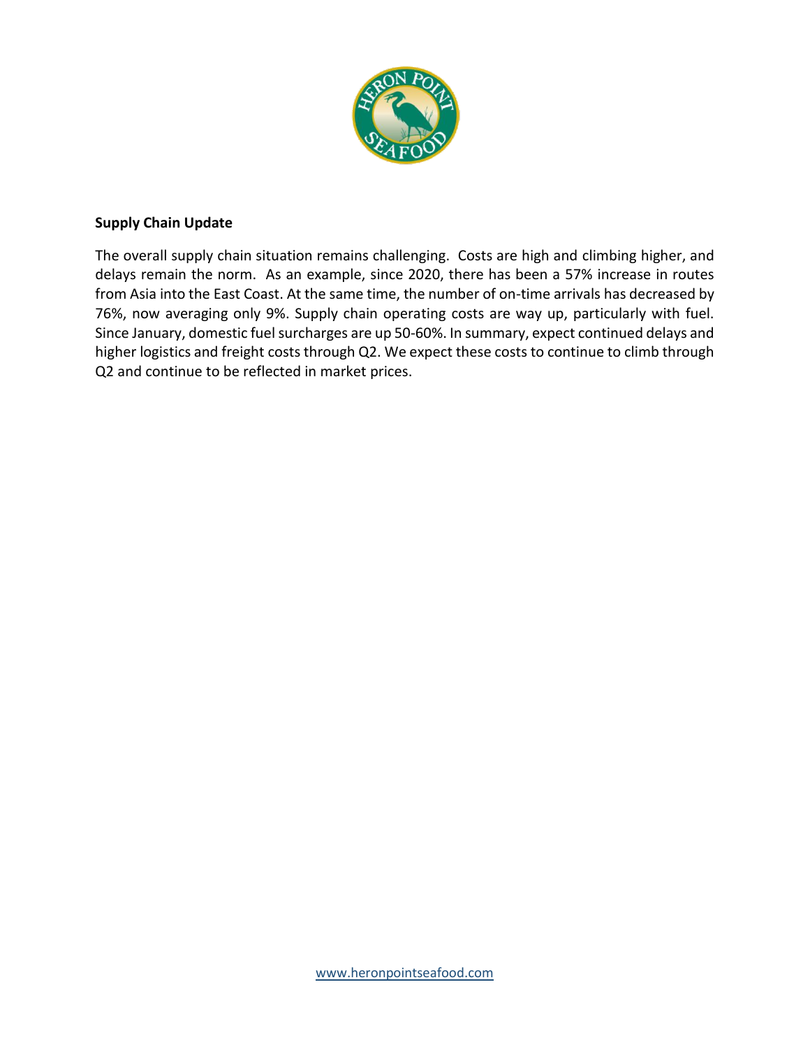**Supply Chain Update**

The overall supply chain situation remains challenging. Costs are high and climbing higher, and delays remain the norm. As an example, since 2020, there has been a 57% increase in routes from Asia into the East Coast. At the same time, the number of on-time arrivals has decreased by 76%, now averaging only 9%. Supply chain operating costs are way up, particularly with fuel. Since January, domestic fuel surcharges are up 50-60%. In summary, expect continued delays and higher logistics and freight costs through Q2. We expect these costs to continue to climb through Q2 and continue to be reflected in market prices.

www.heronpointseafood.com